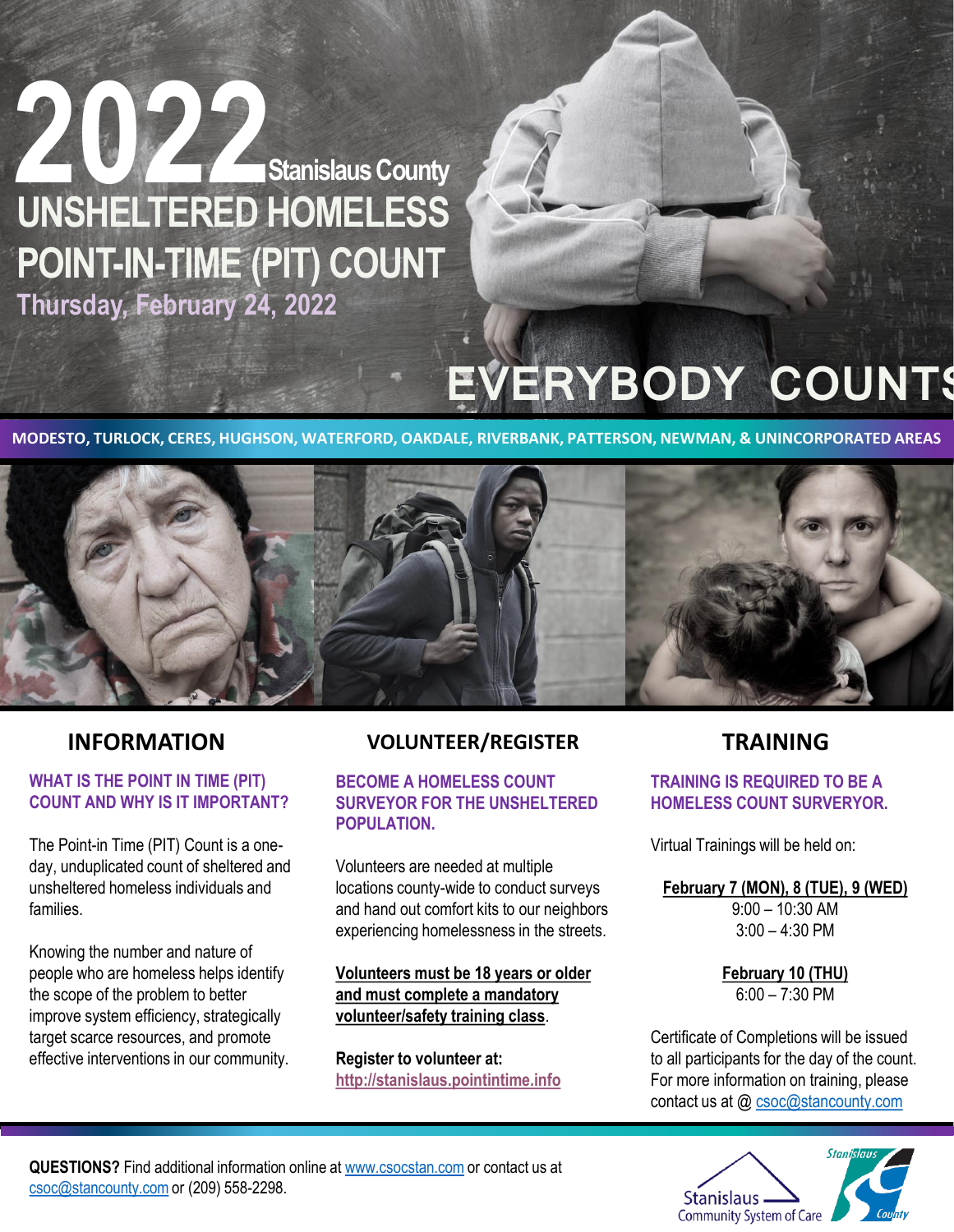# 2022 Stanislaus County UNSHELTERED HOMELESS POINT-IN-TIME (PIT) COUNT

**Thursday, February 24, 2022**

**EVERYBODY COUNTS**

**MODESTO, TURLOCK, CERES, HUGHSON, WATERFORD, OAKDALE, RIVERBANK, PATTERSON, NEWMAN, & UNINCORPORATED AREAS**

## INFORMATION

### WHAT IS THE POINT IN TIME (PIT) COUNT AND WHY IS IT IMPORTANT?

The Point-in Time (PIT) Count is a one-day, unduplicated count of sheltered and unsheltered homeless individuals and families.

Knowing the number and nature of people who are homeless helps identify the scope of the problem to better improve system efficiency, strategically target scarce resources, and promote effective interventions in our community.

## VOLUNTEER/REGISTER

### BECOME A HOMELESS COUNT SURVEYOR FOR THE UNSHELTERED POPULATION.

Volunteers are needed at multiple locations county-wide to conduct surveys and hand out comfort kits to our neighbors experiencing homelessness in the streets.

**Volunteers must be 18 years or older and must complete a mandatory volunteer/safety training class**.

**Register to volunteer at:**
http://stanislaus.pointintime.info

## TRAINING

### TRAINING IS REQUIRED TO BE A HOMELESS COUNT SURVERYOR.

Virtual Trainings will be held on:

**February 7 (MON), 8 (TUE), 9 (WED)**
9:00 – 10:30 AM
3:00 – 4:30 PM

**February 10 (THU)**
6:00 – 7:30 PM

Certificate of Completions will be issued to all participants for the day of the count. For more information on training, please contact us at @ csoc@stancounty.com

**QUESTIONS?** Find additional information online at www.csocstan.com or contact us at csoc@stancounty.com or (209) 558-2298.

Stanislaus Community System of Care

Stanislaus County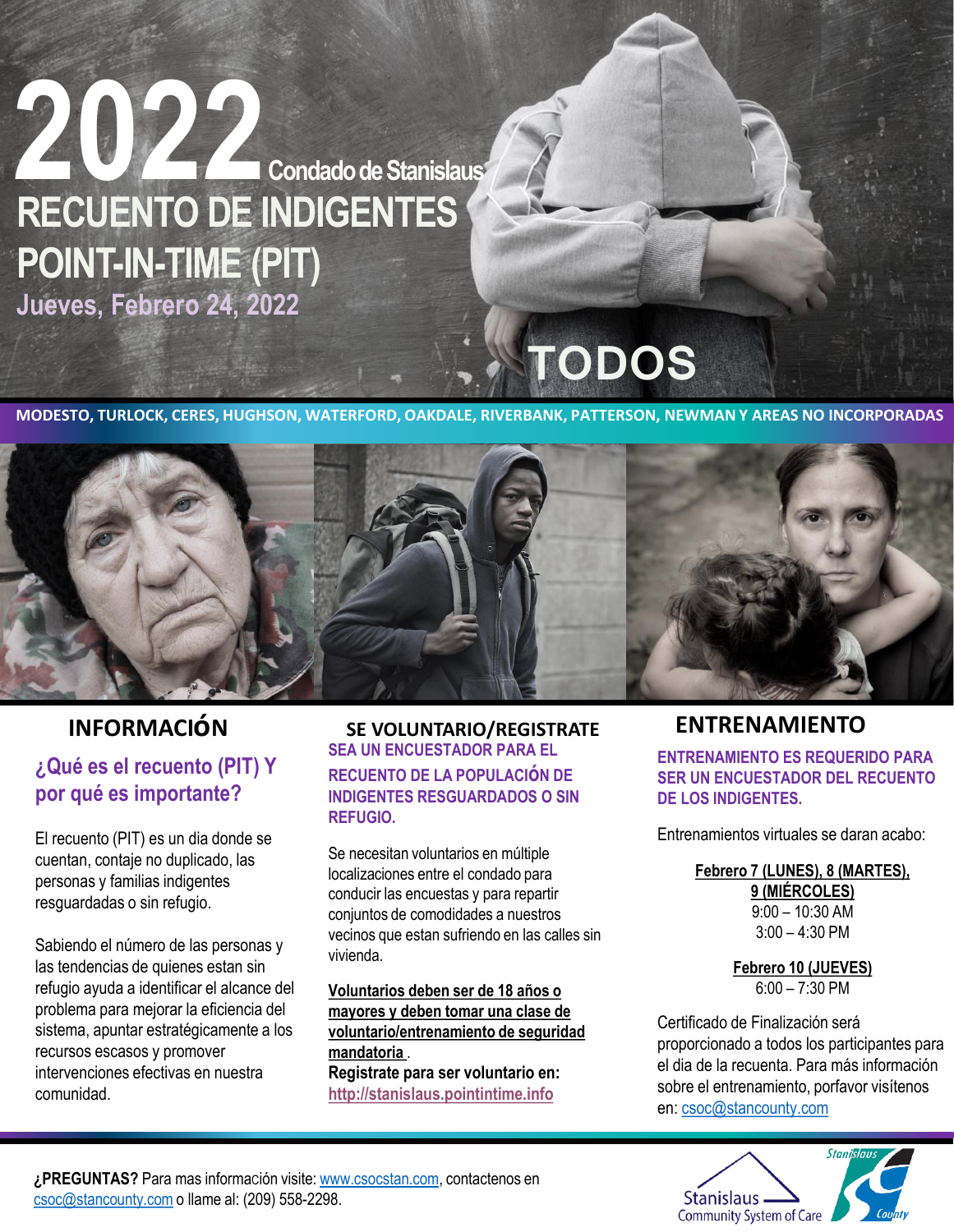# 2022 Condado de Stanislaus

# RECUENTO DE INDIGENTES POINT-IN-TIME (PIT)

**Jueves, Febrero 24, 2022**

**TODOS**

**MODESTO, TURLOCK, CERES, HUGHSON, WATERFORD, OAKDALE, RIVERBANK, PATTERSON, NEWMAN Y AREAS NO INCORPORADAS**

## INFORMACIÓN

### ¿Qué es el recuento (PIT) Y por qué es importante?

El recuento (PIT) es un dia donde se cuentan, contaje no duplicado, las personas y familias indigentes resguardadas o sin refugio.

Sabiendo el número de las personas y las tendencias de quienes estan sin refugio ayuda a identificar el alcance del problema para mejorar la eficiencia del sistema, apuntar estratégicamente a los recursos escasos y promover intervenciones efectivas en nuestra comunidad.

## SE VOLUNTARIO/REGISTRATE

**SEA UN ENCUESTADOR PARA EL RECUENTO DE LA POPULACIÓN DE INDIGENTES RESGUARDADOS O SIN REFUGIO.**

Se necesitan voluntarios en múltiple localizaciones entre el condado para conducir las encuestas y para repartir conjuntos de comodidades a nuestros vecinos que estan sufriendo en las calles sin vivienda.

**Voluntarios deben ser de 18 años o mayores y deben tomar una clase de voluntario/entrenamiento de seguridad mandatoria**.

**Registrate para ser voluntario en:** http://stanislaus.pointintime.info

## ENTRENAMIENTO

**ENTRENAMIENTO ES REQUERIDO PARA SER UN ENCUESTADOR DEL RECUENTO DE LOS INDIGENTES.**

Entrenamientos virtuales se daran acabo:

**Febrero 7 (LUNES), 8 (MARTES), 9 (MIÉRCOLES)**
9:00 – 10:30 AM
3:00 – 4:30 PM

**Febrero 10 (JUEVES)**
6:00 – 7:30 PM

Certificado de Finalización será proporcionado a todos los participantes para el dia de la recuenta. Para más información sobre el entrenamiento, porfavor visítenos en: csoc@stancounty.com

**¿PREGUNTAS?** Para mas información visite: www.csocstan.com, contactenos en csoc@stancounty.com o llame al: (209) 558-2298.

Stanislaus Community System of Care

Stanislaus County